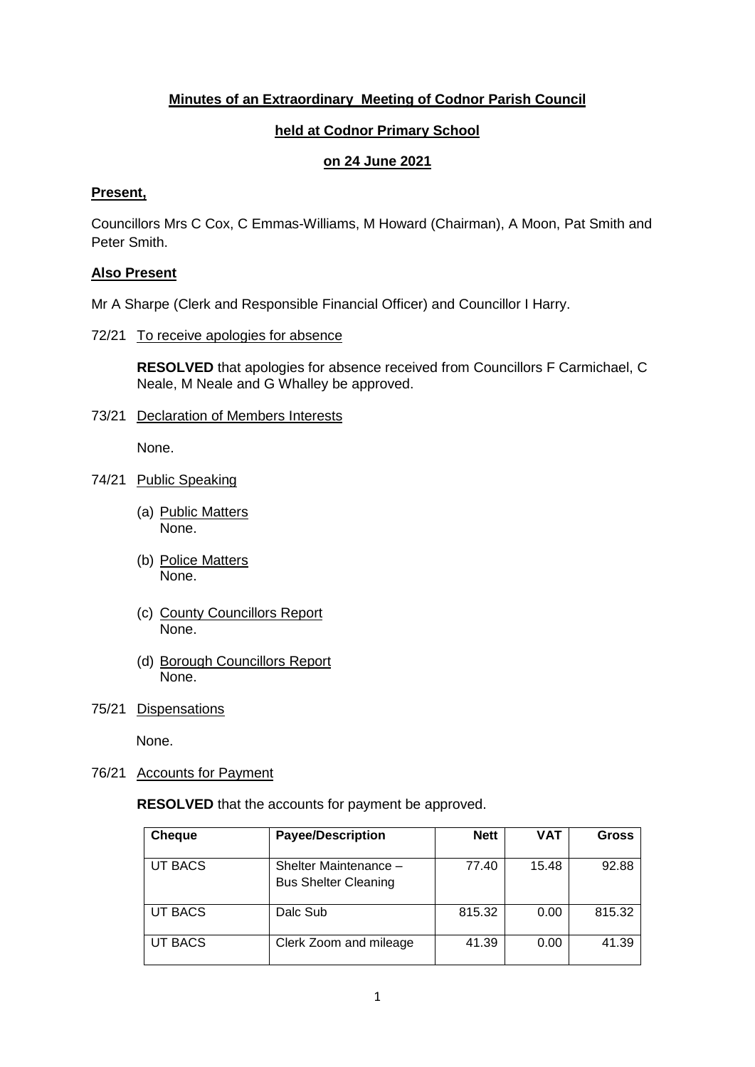# Minutes of an Extraordinary Meeting of Codnor Parish Council

## held at Codnor Primary School

## on 24 June 2021

**Present,**

Councillors Mrs C Cox, C Emmas-Williams, M Howard (Chairman), A Moon, Pat Smith and Peter Smith.

**Also Present**

Mr A Sharpe (Clerk and Responsible Financial Officer) and Councillor I Harry.

72/21 To receive apologies for absence

**RESOLVED** that apologies for absence received from Councillors F Carmichael, C Neale, M Neale and G Whalley be approved.

73/21 Declaration of Members Interests

None.

74/21 Public Speaking

(a) Public Matters
None.

(b) Police Matters
None.

(c) County Councillors Report
None.

(d) Borough Councillors Report
None.

75/21 Dispensations

None.

76/21 Accounts for Payment

**RESOLVED** that the accounts for payment be approved.

| Cheque | Payee/Description | Nett | VAT | Gross |
|---|---|---|---|---|
| UT BACS | Shelter Maintenance – Bus Shelter Cleaning | 77.40 | 15.48 | 92.88 |
| UT BACS | Dalc Sub | 815.32 | 0.00 | 815.32 |
| UT BACS | Clerk Zoom and mileage | 41.39 | 0.00 | 41.39 |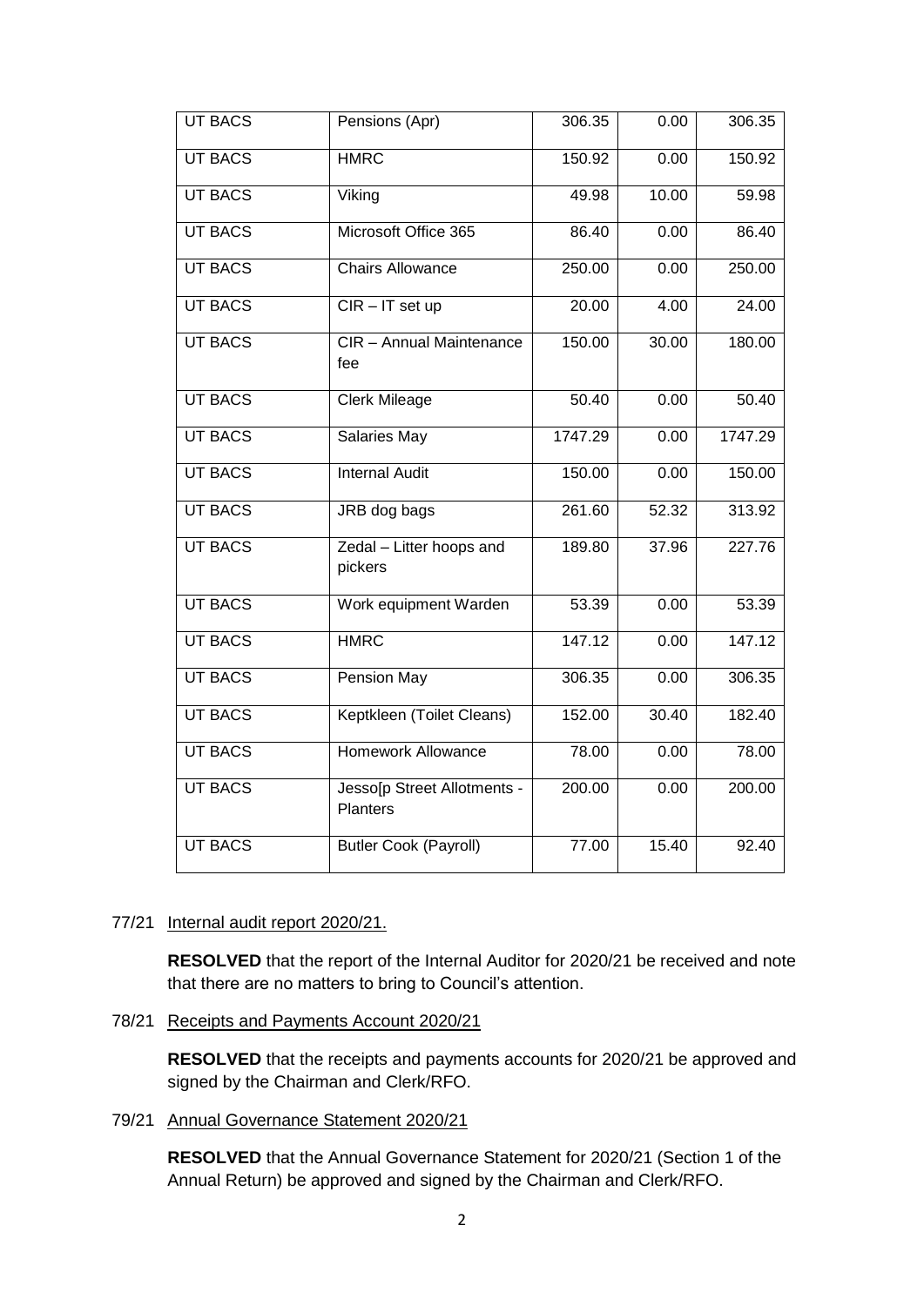| UT BACS | Pensions (Apr) | 306.35 | 0.00 | 306.35 |
|---|---|---|---|---|
| UT BACS | HMRC | 150.92 | 0.00 | 150.92 |
| UT BACS | Viking | 49.98 | 10.00 | 59.98 |
| UT BACS | Microsoft Office 365 | 86.40 | 0.00 | 86.40 |
| UT BACS | Chairs Allowance | 250.00 | 0.00 | 250.00 |
| UT BACS | CIR – IT set up | 20.00 | 4.00 | 24.00 |
| UT BACS | CIR – Annual Maintenance fee | 150.00 | 30.00 | 180.00 |
| UT BACS | Clerk Mileage | 50.40 | 0.00 | 50.40 |
| UT BACS | Salaries May | 1747.29 | 0.00 | 1747.29 |
| UT BACS | Internal Audit | 150.00 | 0.00 | 150.00 |
| UT BACS | JRB dog bags | 261.60 | 52.32 | 313.92 |
| UT BACS | Zedal – Litter hoops and pickers | 189.80 | 37.96 | 227.76 |
| UT BACS | Work equipment Warden | 53.39 | 0.00 | 53.39 |
| UT BACS | HMRC | 147.12 | 0.00 | 147.12 |
| UT BACS | Pension May | 306.35 | 0.00 | 306.35 |
| UT BACS | Keptkleen (Toilet Cleans) | 152.00 | 30.40 | 182.40 |
| UT BACS | Homework Allowance | 78.00 | 0.00 | 78.00 |
| UT BACS | Jesso[p Street Allotments - Planters | 200.00 | 0.00 | 200.00 |
| UT BACS | Butler Cook (Payroll) | 77.00 | 15.40 | 92.40 |

77/21 Internal audit report 2020/21.

**RESOLVED** that the report of the Internal Auditor for 2020/21 be received and note that there are no matters to bring to Council's attention.

78/21 Receipts and Payments Account 2020/21

**RESOLVED** that the receipts and payments accounts for 2020/21 be approved and signed by the Chairman and Clerk/RFO.

79/21 Annual Governance Statement 2020/21

**RESOLVED** that the Annual Governance Statement for 2020/21 (Section 1 of the Annual Return) be approved and signed by the Chairman and Clerk/RFO.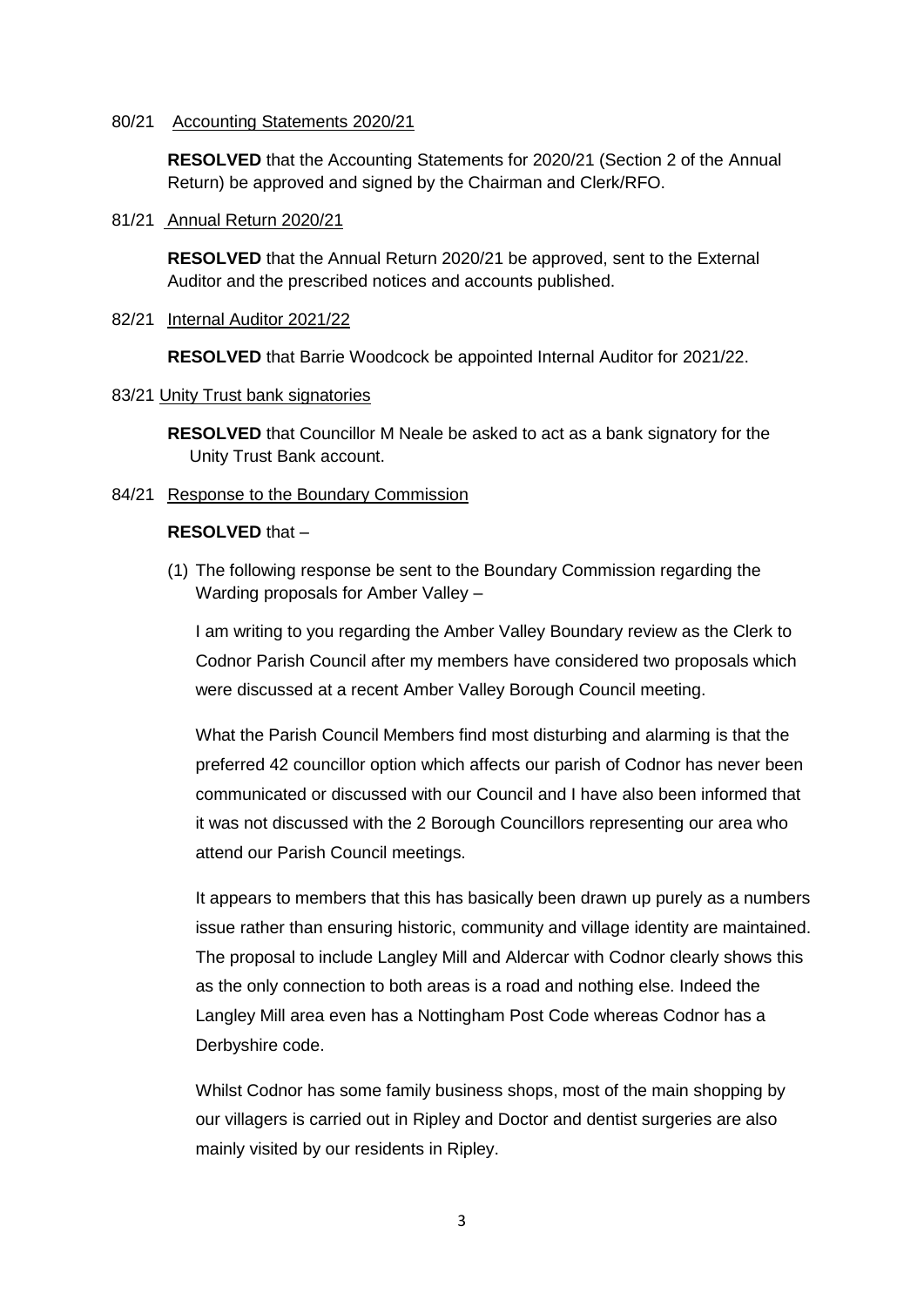80/21 <u>Accounting Statements 2020/21</u>

**RESOLVED** that the Accounting Statements for 2020/21 (Section 2 of the Annual Return) be approved and signed by the Chairman and Clerk/RFO.

81/21 <u>Annual Return 2020/21</u>

**RESOLVED** that the Annual Return 2020/21 be approved, sent to the External Auditor and the prescribed notices and accounts published.

82/21 <u>Internal Auditor 2021/22</u>

**RESOLVED** that Barrie Woodcock be appointed Internal Auditor for 2021/22.

83/21 <u>Unity Trust bank signatories</u>

**RESOLVED** that Councillor M Neale be asked to act as a bank signatory for the Unity Trust Bank account.

84/21 <u>Response to the Boundary Commission</u>

**RESOLVED** that –

(1) The following response be sent to the Boundary Commission regarding the Warding proposals for Amber Valley –

I am writing to you regarding the Amber Valley Boundary review as the Clerk to Codnor Parish Council after my members have considered two proposals which were discussed at a recent Amber Valley Borough Council meeting.

What the Parish Council Members find most disturbing and alarming is that the preferred 42 councillor option which affects our parish of Codnor has never been communicated or discussed with our Council and I have also been informed that it was not discussed with the 2 Borough Councillors representing our area who attend our Parish Council meetings.

It appears to members that this has basically been drawn up purely as a numbers issue rather than ensuring historic, community and village identity are maintained. The proposal to include Langley Mill and Aldercar with Codnor clearly shows this as the only connection to both areas is a road and nothing else. Indeed the Langley Mill area even has a Nottingham Post Code whereas Codnor has a Derbyshire code.

Whilst Codnor has some family business shops, most of the main shopping by our villagers is carried out in Ripley and Doctor and dentist surgeries are also mainly visited by our residents in Ripley.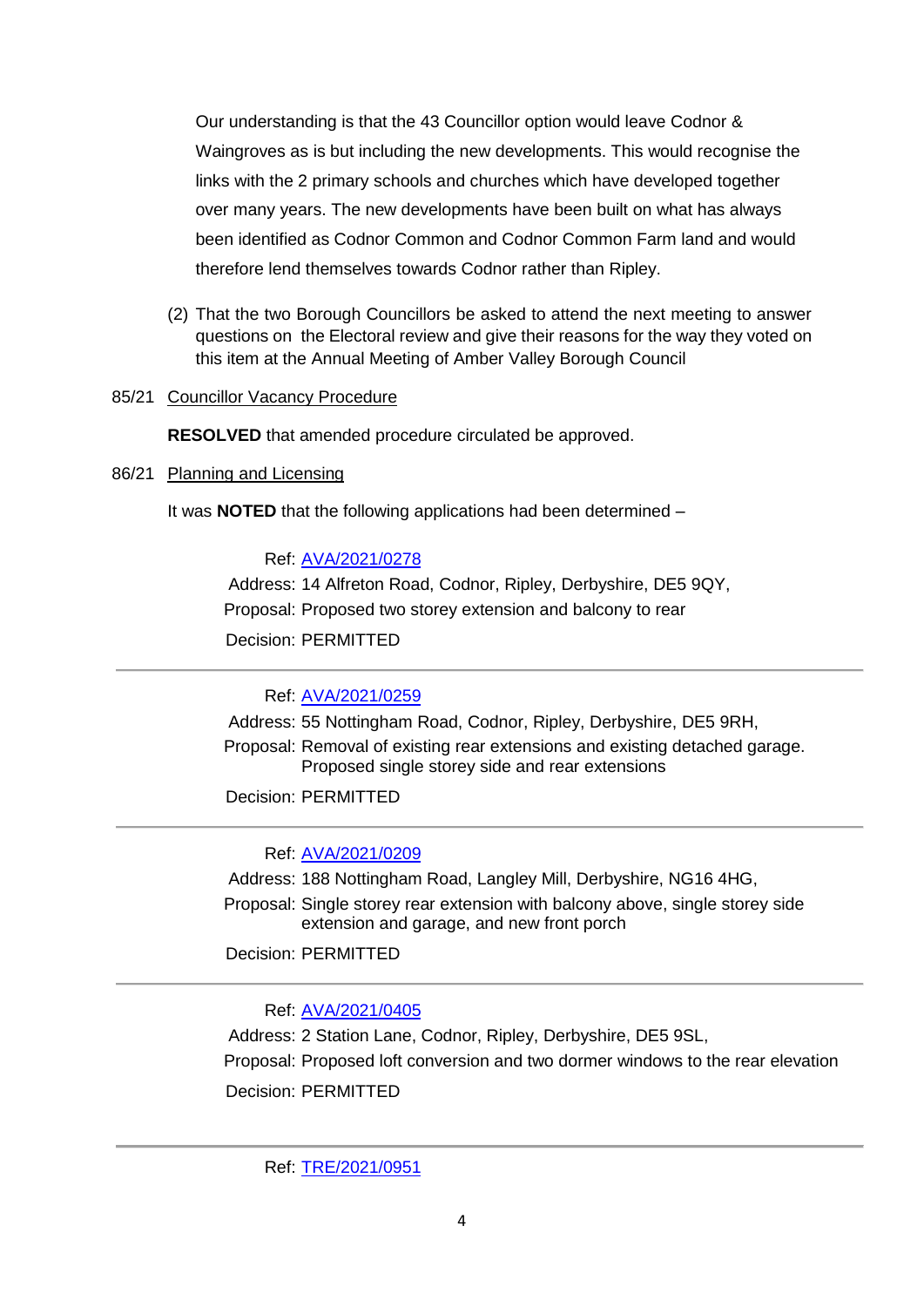Our understanding is that the 43 Councillor option would leave Codnor & Waingroves as is but including the new developments. This would recognise the links with the 2 primary schools and churches which have developed together over many years. The new developments have been built on what has always been identified as Codnor Common and Codnor Common Farm land and would therefore lend themselves towards Codnor rather than Ripley.

(2) That the two Borough Councillors be asked to attend the next meeting to answer questions on the Electoral review and give their reasons for the way they voted on this item at the Annual Meeting of Amber Valley Borough Council

85/21 Councillor Vacancy Procedure

**RESOLVED** that amended procedure circulated be approved.

86/21 Planning and Licensing

It was **NOTED** that the following applications had been determined –

Ref: AVA/2021/0278
Address: 14 Alfreton Road, Codnor, Ripley, Derbyshire, DE5 9QY,
Proposal: Proposed two storey extension and balcony to rear
Decision: PERMITTED

---

Ref: AVA/2021/0259
Address: 55 Nottingham Road, Codnor, Ripley, Derbyshire, DE5 9RH,
Proposal: Removal of existing rear extensions and existing detached garage. Proposed single storey side and rear extensions
Decision: PERMITTED

---

Ref: AVA/2021/0209
Address: 188 Nottingham Road, Langley Mill, Derbyshire, NG16 4HG,
Proposal: Single storey rear extension with balcony above, single storey side extension and garage, and new front porch
Decision: PERMITTED

---

Ref: AVA/2021/0405
Address: 2 Station Lane, Codnor, Ripley, Derbyshire, DE5 9SL,
Proposal: Proposed loft conversion and two dormer windows to the rear elevation
Decision: PERMITTED

---

Ref: TRE/2021/0951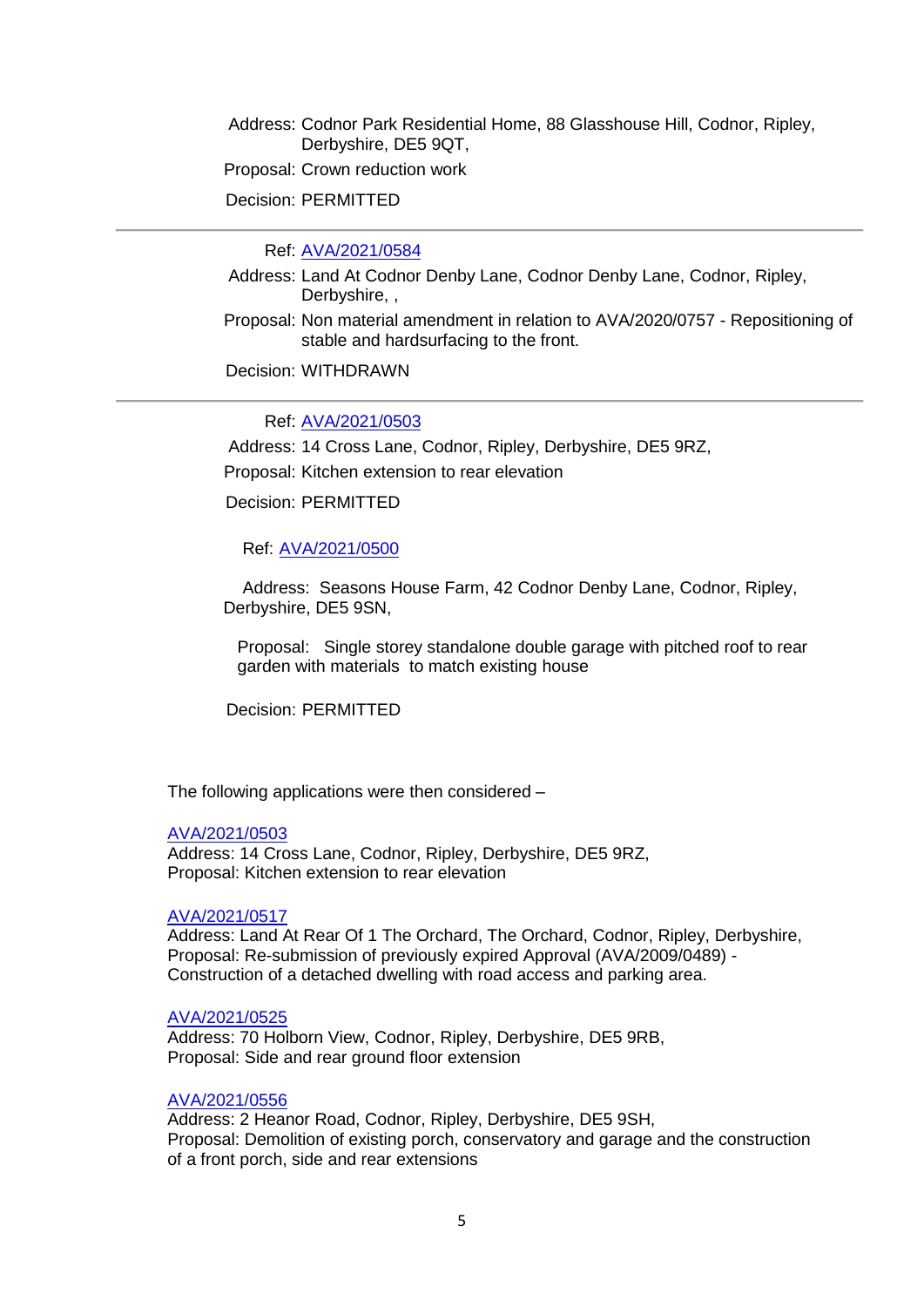Address: Codnor Park Residential Home, 88 Glasshouse Hill, Codnor, Ripley, Derbyshire, DE5 9QT,

Proposal: Crown reduction work

Decision: PERMITTED

---

Ref: AVA/2021/0584

Address: Land At Codnor Denby Lane, Codnor Denby Lane, Codnor, Ripley, Derbyshire, ,

Proposal: Non material amendment in relation to AVA/2020/0757 - Repositioning of stable and hardsurfacing to the front.

Decision: WITHDRAWN

---

Ref: AVA/2021/0503

Address: 14 Cross Lane, Codnor, Ripley, Derbyshire, DE5 9RZ,

Proposal: Kitchen extension to rear elevation

Decision: PERMITTED

Ref: AVA/2021/0500

Address: Seasons House Farm, 42 Codnor Denby Lane, Codnor, Ripley, Derbyshire, DE5 9SN,

Proposal: Single storey standalone double garage with pitched roof to rear garden with materials to match existing house

Decision: PERMITTED

The following applications were then considered –

AVA/2021/0503
Address: 14 Cross Lane, Codnor, Ripley, Derbyshire, DE5 9RZ,
Proposal: Kitchen extension to rear elevation

AVA/2021/0517
Address: Land At Rear Of 1 The Orchard, The Orchard, Codnor, Ripley, Derbyshire,
Proposal: Re-submission of previously expired Approval (AVA/2009/0489) - Construction of a detached dwelling with road access and parking area.

AVA/2021/0525
Address: 70 Holborn View, Codnor, Ripley, Derbyshire, DE5 9RB,
Proposal: Side and rear ground floor extension

AVA/2021/0556
Address: 2 Heanor Road, Codnor, Ripley, Derbyshire, DE5 9SH,
Proposal: Demolition of existing porch, conservatory and garage and the construction of a front porch, side and rear extensions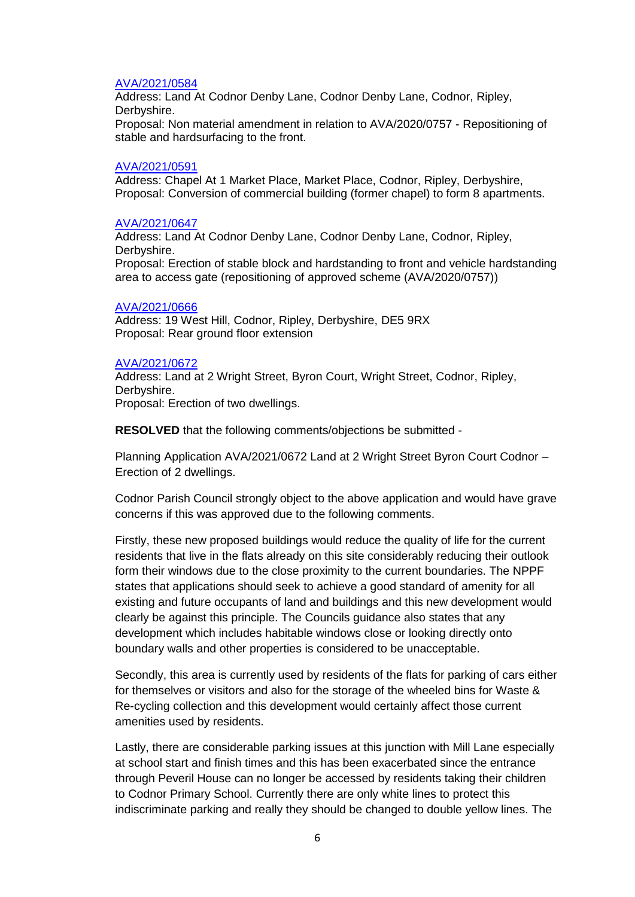AVA/2021/0584

Address: Land At Codnor Denby Lane, Codnor Denby Lane, Codnor, Ripley, Derbyshire.

Proposal: Non material amendment in relation to AVA/2020/0757 - Repositioning of stable and hardsurfacing to the front.

AVA/2021/0591

Address: Chapel At 1 Market Place, Market Place, Codnor, Ripley, Derbyshire,

Proposal: Conversion of commercial building (former chapel) to form 8 apartments.

AVA/2021/0647

Address: Land At Codnor Denby Lane, Codnor Denby Lane, Codnor, Ripley, Derbyshire.

Proposal: Erection of stable block and hardstanding to front and vehicle hardstanding area to access gate (repositioning of approved scheme (AVA/2020/0757))

AVA/2021/0666

Address: 19 West Hill, Codnor, Ripley, Derbyshire, DE5 9RX

Proposal: Rear ground floor extension

AVA/2021/0672

Address: Land at 2 Wright Street, Byron Court, Wright Street, Codnor, Ripley, Derbyshire.

Proposal: Erection of two dwellings.

**RESOLVED** that the following comments/objections be submitted -

Planning Application AVA/2021/0672 Land at 2 Wright Street Byron Court Codnor – Erection of 2 dwellings.

Codnor Parish Council strongly object to the above application and would have grave concerns if this was approved due to the following comments.

Firstly, these new proposed buildings would reduce the quality of life for the current residents that live in the flats already on this site considerably reducing their outlook form their windows due to the close proximity to the current boundaries. The NPPF states that applications should seek to achieve a good standard of amenity for all existing and future occupants of land and buildings and this new development would clearly be against this principle. The Councils guidance also states that any development which includes habitable windows close or looking directly onto boundary walls and other properties is considered to be unacceptable.

Secondly, this area is currently used by residents of the flats for parking of cars either for themselves or visitors and also for the storage of the wheeled bins for Waste & Re-cycling collection and this development would certainly affect those current amenities used by residents.

Lastly, there are considerable parking issues at this junction with Mill Lane especially at school start and finish times and this has been exacerbated since the entrance through Peveril House can no longer be accessed by residents taking their children to Codnor Primary School. Currently there are only white lines to protect this indiscriminate parking and really they should be changed to double yellow lines. The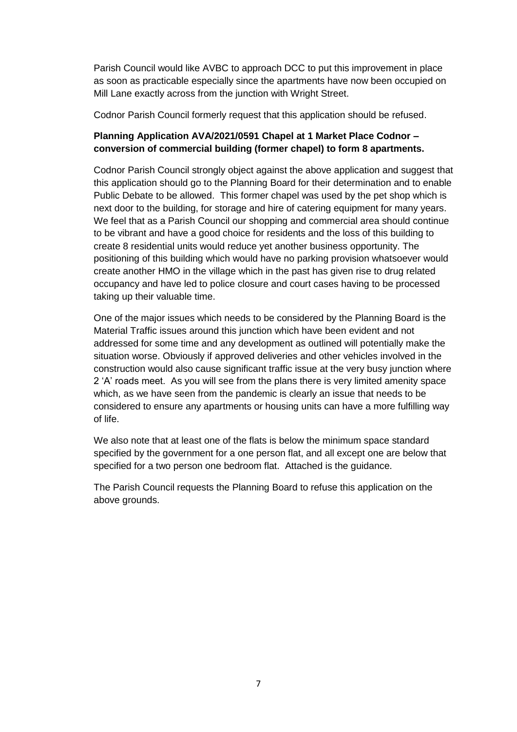Parish Council would like AVBC to approach DCC to put this improvement in place as soon as practicable especially since the apartments have now been occupied on Mill Lane exactly across from the junction with Wright Street.

Codnor Parish Council formerly request that this application should be refused.

**Planning Application AVA/2021/0591 Chapel at 1 Market Place Codnor – conversion of commercial building (former chapel) to form 8 apartments.**

Codnor Parish Council strongly object against the above application and suggest that this application should go to the Planning Board for their determination and to enable Public Debate to be allowed. This former chapel was used by the pet shop which is next door to the building, for storage and hire of catering equipment for many years. We feel that as a Parish Council our shopping and commercial area should continue to be vibrant and have a good choice for residents and the loss of this building to create 8 residential units would reduce yet another business opportunity. The positioning of this building which would have no parking provision whatsoever would create another HMO in the village which in the past has given rise to drug related occupancy and have led to police closure and court cases having to be processed taking up their valuable time.

One of the major issues which needs to be considered by the Planning Board is the Material Traffic issues around this junction which have been evident and not addressed for some time and any development as outlined will potentially make the situation worse. Obviously if approved deliveries and other vehicles involved in the construction would also cause significant traffic issue at the very busy junction where 2 'A' roads meet. As you will see from the plans there is very limited amenity space which, as we have seen from the pandemic is clearly an issue that needs to be considered to ensure any apartments or housing units can have a more fulfilling way of life.

We also note that at least one of the flats is below the minimum space standard specified by the government for a one person flat, and all except one are below that specified for a two person one bedroom flat. Attached is the guidance.

The Parish Council requests the Planning Board to refuse this application on the above grounds.